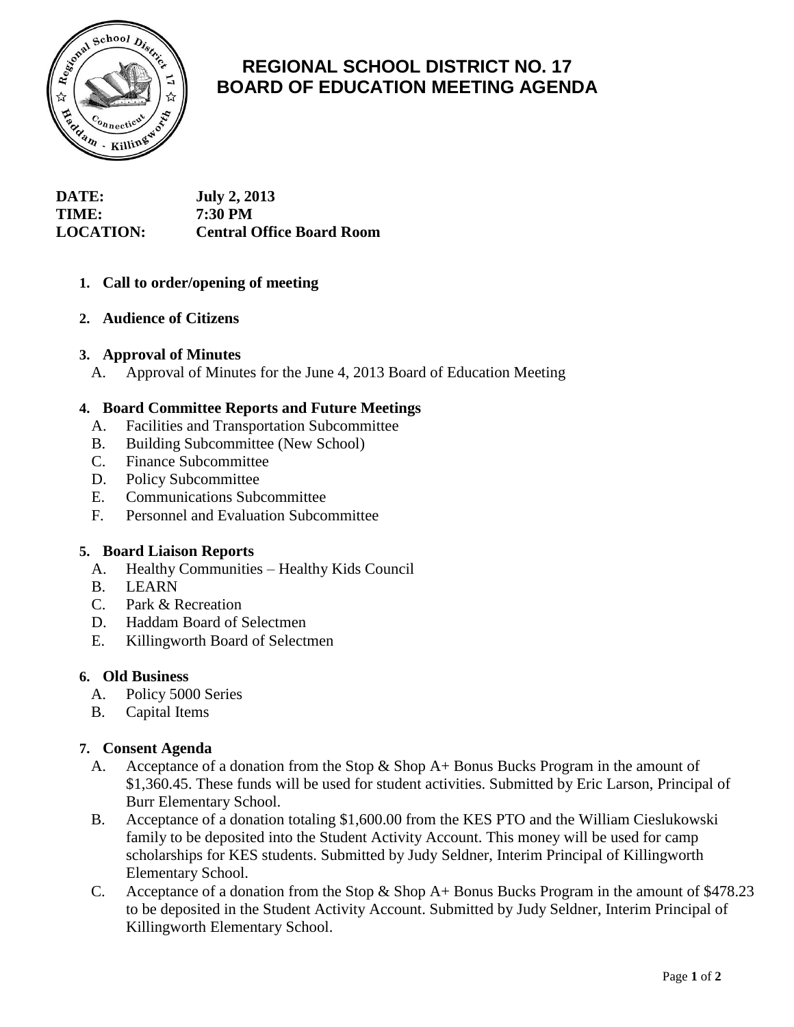# REGIONAL SCHOOL DISTRICT NO. 17
# BOARD OF EDUCATION MEETING AGENDA

**DATE:** July 2, 2013
**TIME:** 7:30 PM
**LOCATION:** Central Office Board Room

1. **Call to order/opening of meeting**

2. **Audience of Citizens**

3. **Approval of Minutes**
   A. Approval of Minutes for the June 4, 2013 Board of Education Meeting

4. **Board Committee Reports and Future Meetings**
   A. Facilities and Transportation Subcommittee
   B. Building Subcommittee (New School)
   C. Finance Subcommittee
   D. Policy Subcommittee
   E. Communications Subcommittee
   F. Personnel and Evaluation Subcommittee

5. **Board Liaison Reports**
   A. Healthy Communities – Healthy Kids Council
   B. LEARN
   C. Park & Recreation
   D. Haddam Board of Selectmen
   E. Killingworth Board of Selectmen

6. **Old Business**
   A. Policy 5000 Series
   B. Capital Items

7. **Consent Agenda**
   A. Acceptance of a donation from the Stop & Shop A+ Bonus Bucks Program in the amount of $1,360.45. These funds will be used for student activities. Submitted by Eric Larson, Principal of Burr Elementary School.
   B. Acceptance of a donation totaling $1,600.00 from the KES PTO and the William Cieslukowski family to be deposited into the Student Activity Account. This money will be used for camp scholarships for KES students. Submitted by Judy Seldner, Interim Principal of Killingworth Elementary School.
   C. Acceptance of a donation from the Stop & Shop A+ Bonus Bucks Program in the amount of $478.23 to be deposited in the Student Activity Account. Submitted by Judy Seldner, Interim Principal of Killingworth Elementary School.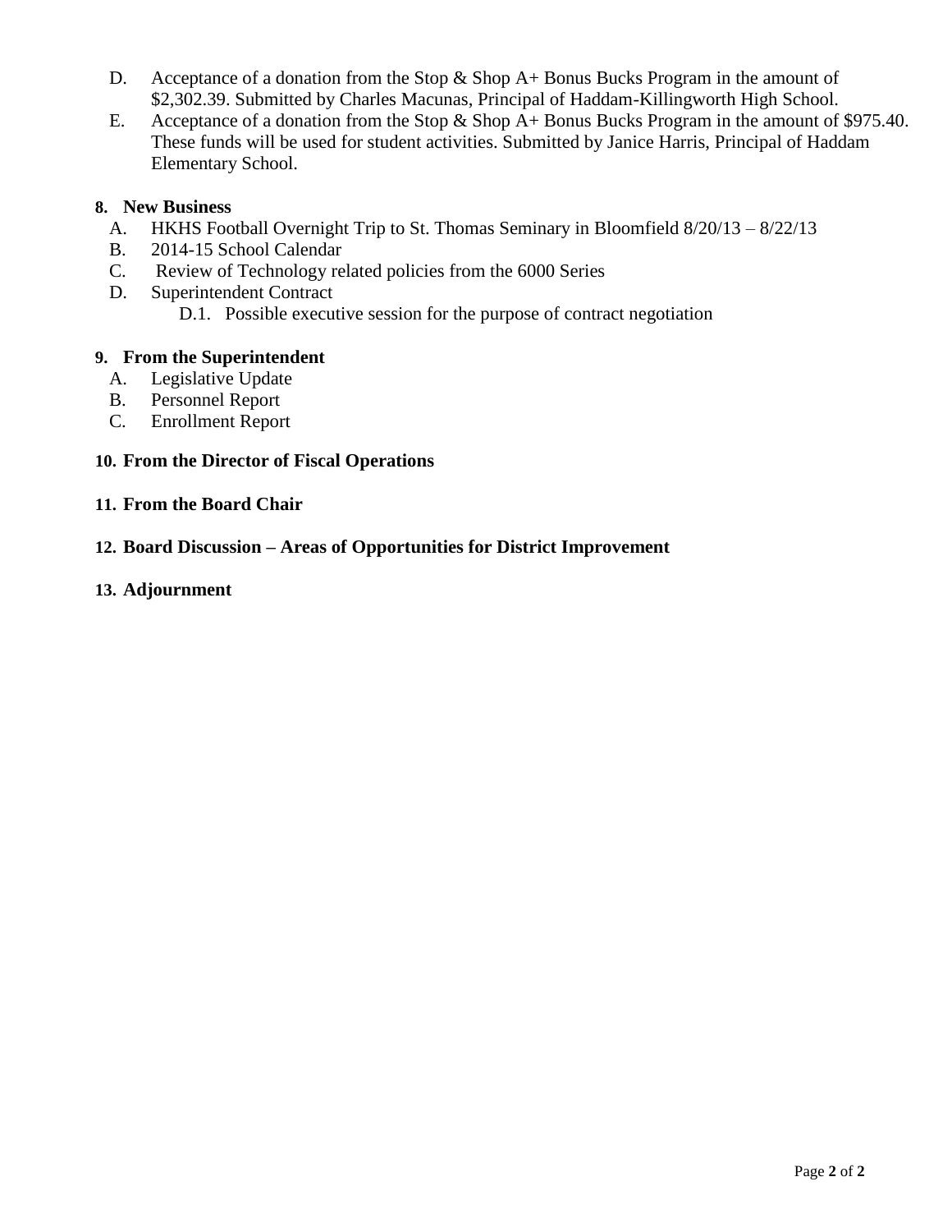D. Acceptance of a donation from the Stop & Shop A+ Bonus Bucks Program in the amount of $2,302.39. Submitted by Charles Macunas, Principal of Haddam-Killingworth High School.

E. Acceptance of a donation from the Stop & Shop A+ Bonus Bucks Program in the amount of $975.40. These funds will be used for student activities. Submitted by Janice Harris, Principal of Haddam Elementary School.

**8. New Business**

A. HKHS Football Overnight Trip to St. Thomas Seminary in Bloomfield 8/20/13 – 8/22/13

B. 2014-15 School Calendar

C. Review of Technology related policies from the 6000 Series

D. Superintendent Contract

  D.1. Possible executive session for the purpose of contract negotiation

**9. From the Superintendent**

A. Legislative Update

B. Personnel Report

C. Enrollment Report

**10. From the Director of Fiscal Operations**

**11. From the Board Chair**

**12. Board Discussion – Areas of Opportunities for District Improvement**

**13. Adjournment**